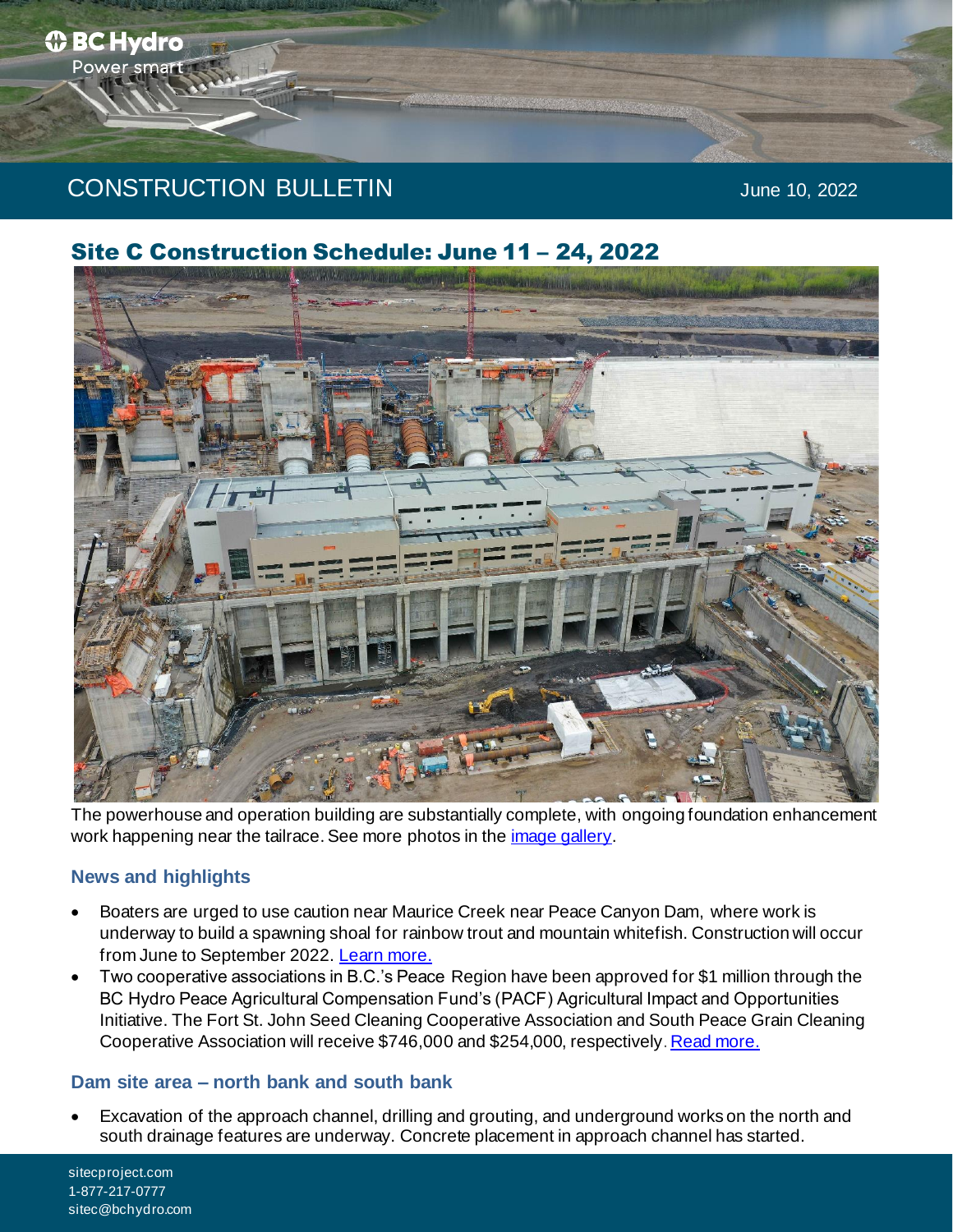BC Hydro
Power smart

# CONSTRUCTION BULLETIN

June 10, 2022

## Site C Construction Schedule: June 11 – 24, 2022

The powerhouse and operation building are substantially complete, with ongoing foundation enhancement work happening near the tailrace. See more photos in the image gallery.

### News and highlights

- Boaters are urged to use caution near Maurice Creek near Peace Canyon Dam, where work is underway to build a spawning shoal for rainbow trout and mountain whitefish. Construction will occur from June to September 2022. Learn more.
- Two cooperative associations in B.C.'s Peace Region have been approved for $1 million through the BC Hydro Peace Agricultural Compensation Fund's (PACF) Agricultural Impact and Opportunities Initiative. The Fort St. John Seed Cleaning Cooperative Association and South Peace Grain Cleaning Cooperative Association will receive $746,000 and $254,000, respectively. Read more.

### Dam site area – north bank and south bank

- Excavation of the approach channel, drilling and grouting, and underground works on the north and south drainage features are underway. Concrete placement in approach channel has started.

sitecproject.com
1-877-217-0777
sitec@bchydro.com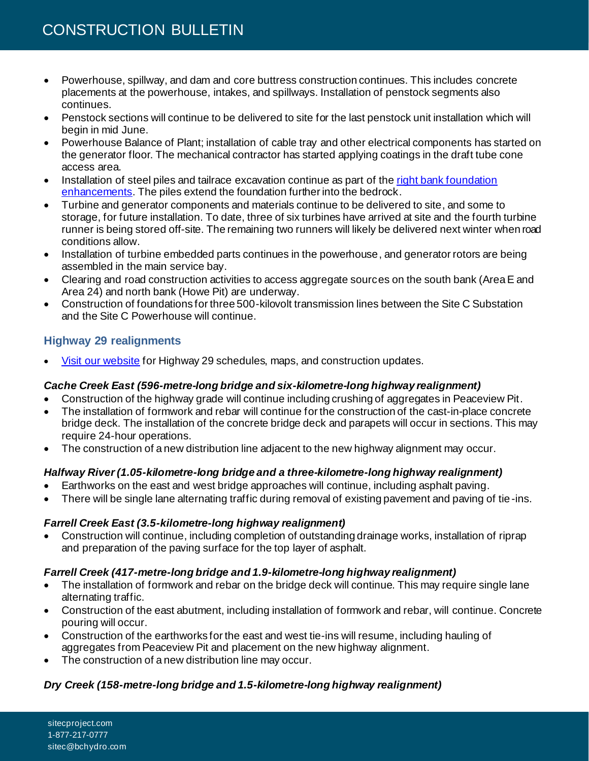- Powerhouse, spillway, and dam and core buttress construction continues. This includes concrete placements at the powerhouse, intakes, and spillways. Installation of penstock segments also continues.
- Penstock sections will continue to be delivered to site for the last penstock unit installation which will begin in mid June.
- Powerhouse Balance of Plant; installation of cable tray and other electrical components has started on the generator floor. The mechanical contractor has started applying coatings in the draft tube cone access area.
- Installation of steel piles and tailrace excavation continue as part of the [right bank foundation enhancements](). The piles extend the foundation further into the bedrock.
- Turbine and generator components and materials continue to be delivered to site, and some to storage, for future installation. To date, three of six turbines have arrived at site and the fourth turbine runner is being stored off-site. The remaining two runners will likely be delivered next winter when road conditions allow.
- Installation of turbine embedded parts continues in the powerhouse, and generator rotors are being assembled in the main service bay.
- Clearing and road construction activities to access aggregate sources on the south bank (Area E and Area 24) and north bank (Howe Pit) are underway.
- Construction of foundations for three 500-kilovolt transmission lines between the Site C Substation and the Site C Powerhouse will continue.

## Highway 29 realignments

- [Visit our website]() for Highway 29 schedules, maps, and construction updates.

### *Cache Creek East (596-metre-long bridge and six-kilometre-long highway realignment)*

- Construction of the highway grade will continue including crushing of aggregates in Peaceview Pit.
- The installation of formwork and rebar will continue for the construction of the cast-in-place concrete bridge deck. The installation of the concrete bridge deck and parapets will occur in sections. This may require 24-hour operations.
- The construction of a new distribution line adjacent to the new highway alignment may occur.

### *Halfway River (1.05-kilometre-long bridge and a three-kilometre-long highway realignment)*

- Earthworks on the east and west bridge approaches will continue, including asphalt paving.
- There will be single lane alternating traffic during removal of existing pavement and paving of tie-ins.

### *Farrell Creek East (3.5-kilometre-long highway realignment)*

- Construction will continue, including completion of outstanding drainage works, installation of riprap and preparation of the paving surface for the top layer of asphalt.

### *Farrell Creek (417-metre-long bridge and 1.9-kilometre-long highway realignment)*

- The installation of formwork and rebar on the bridge deck will continue. This may require single lane alternating traffic.
- Construction of the east abutment, including installation of formwork and rebar, will continue. Concrete pouring will occur.
- Construction of the earthworks for the east and west tie-ins will resume, including hauling of aggregates from Peaceview Pit and placement on the new highway alignment.
- The construction of a new distribution line may occur.

### *Dry Creek (158-metre-long bridge and 1.5-kilometre-long highway realignment)*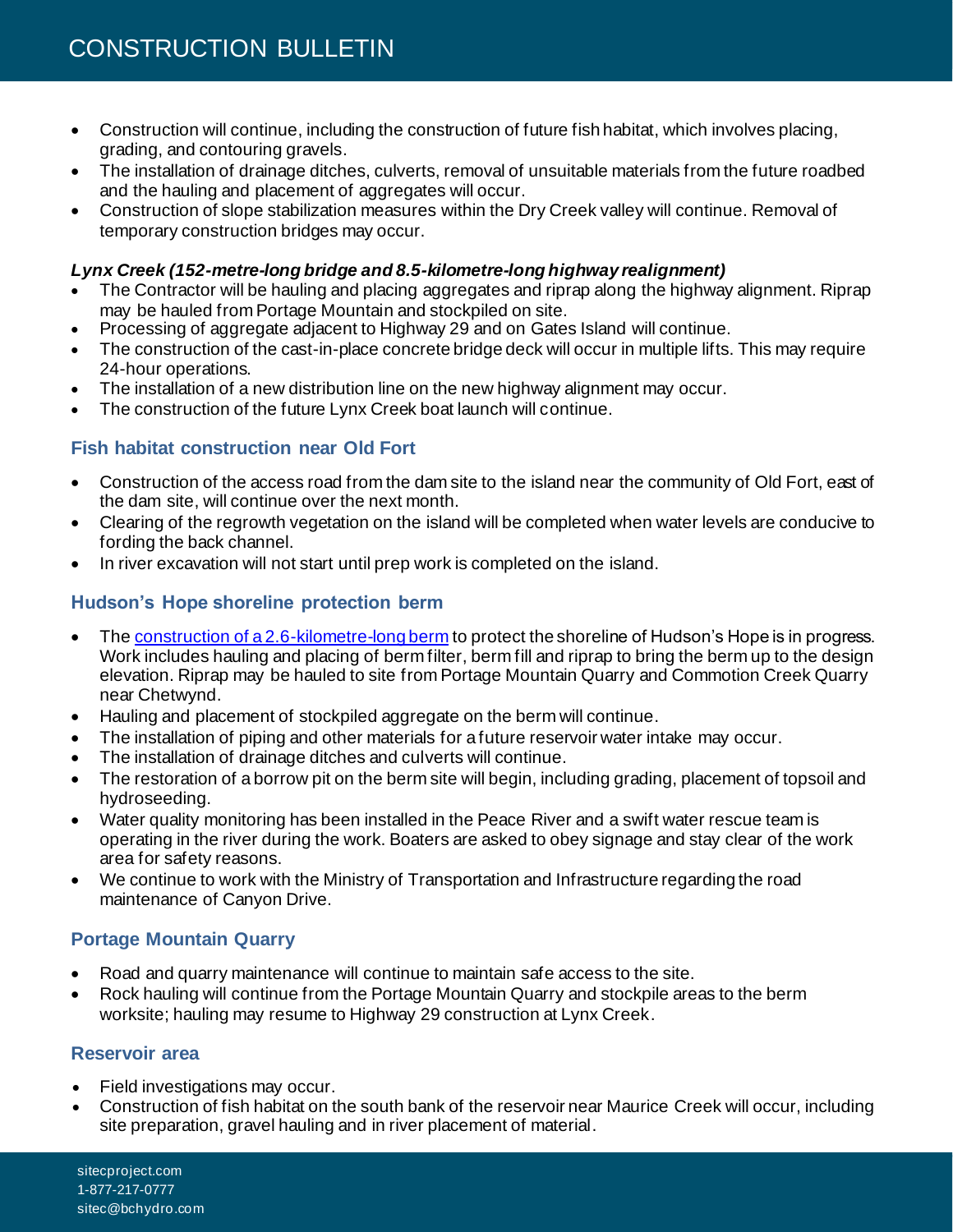- Construction will continue, including the construction of future fish habitat, which involves placing, grading, and contouring gravels.
- The installation of drainage ditches, culverts, removal of unsuitable materials from the future roadbed and the hauling and placement of aggregates will occur.
- Construction of slope stabilization measures within the Dry Creek valley will continue. Removal of temporary construction bridges may occur.

***Lynx Creek (152-metre-long bridge and 8.5-kilometre-long highway realignment)***

- The Contractor will be hauling and placing aggregates and riprap along the highway alignment. Riprap may be hauled from Portage Mountain and stockpiled on site.
- Processing of aggregate adjacent to Highway 29 and on Gates Island will continue.
- The construction of the cast-in-place concrete bridge deck will occur in multiple lifts. This may require 24-hour operations.
- The installation of a new distribution line on the new highway alignment may occur.
- The construction of the future Lynx Creek boat launch will continue.

### Fish habitat construction near Old Fort

- Construction of the access road from the dam site to the island near the community of Old Fort, east of the dam site, will continue over the next month.
- Clearing of the regrowth vegetation on the island will be completed when water levels are conducive to fording the back channel.
- In river excavation will not start until prep work is completed on the island.

### Hudson's Hope shoreline protection berm

- The construction of a 2.6-kilometre-long berm to protect the shoreline of Hudson's Hope is in progress. Work includes hauling and placing of berm filter, berm fill and riprap to bring the berm up to the design elevation. Riprap may be hauled to site from Portage Mountain Quarry and Commotion Creek Quarry near Chetwynd.
- Hauling and placement of stockpiled aggregate on the berm will continue.
- The installation of piping and other materials for a future reservoir water intake may occur.
- The installation of drainage ditches and culverts will continue.
- The restoration of a borrow pit on the berm site will begin, including grading, placement of topsoil and hydroseeding.
- Water quality monitoring has been installed in the Peace River and a swift water rescue team is operating in the river during the work. Boaters are asked to obey signage and stay clear of the work area for safety reasons.
- We continue to work with the Ministry of Transportation and Infrastructure regarding the road maintenance of Canyon Drive.

### Portage Mountain Quarry

- Road and quarry maintenance will continue to maintain safe access to the site.
- Rock hauling will continue from the Portage Mountain Quarry and stockpile areas to the berm worksite; hauling may resume to Highway 29 construction at Lynx Creek.

### Reservoir area

- Field investigations may occur.
- Construction of fish habitat on the south bank of the reservoir near Maurice Creek will occur, including site preparation, gravel hauling and in river placement of material.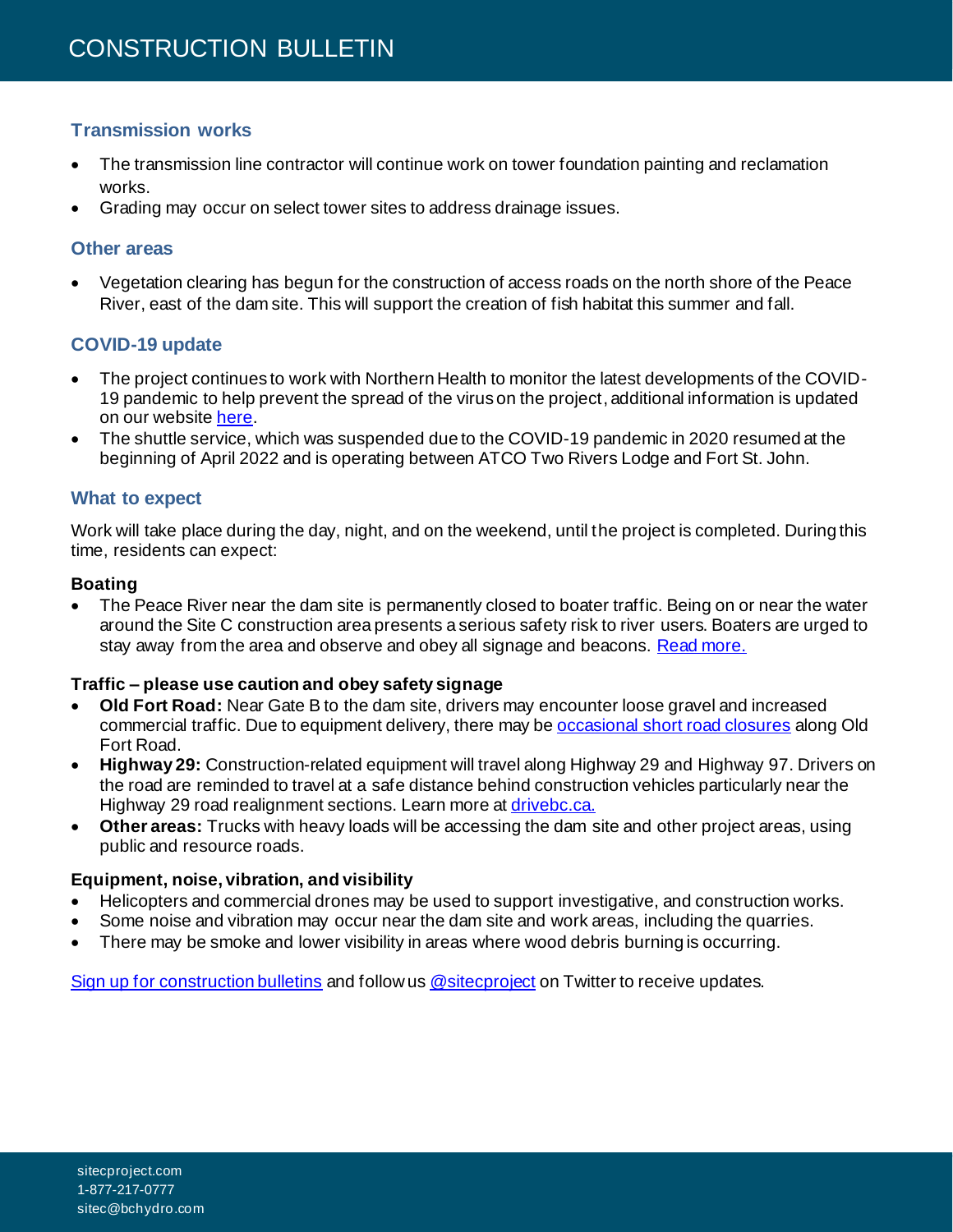### Transmission works

- The transmission line contractor will continue work on tower foundation painting and reclamation works.
- Grading may occur on select tower sites to address drainage issues.

### Other areas

- Vegetation clearing has begun for the construction of access roads on the north shore of the Peace River, east of the dam site. This will support the creation of fish habitat this summer and fall.

### COVID-19 update

- The project continues to work with Northern Health to monitor the latest developments of the COVID-19 pandemic to help prevent the spread of the virus on the project, additional information is updated on our website here.
- The shuttle service, which was suspended due to the COVID-19 pandemic in 2020 resumed at the beginning of April 2022 and is operating between ATCO Two Rivers Lodge and Fort St. John.

### What to expect

Work will take place during the day, night, and on the weekend, until the project is completed. During this time, residents can expect:

**Boating**

- The Peace River near the dam site is permanently closed to boater traffic. Being on or near the water around the Site C construction area presents a serious safety risk to river users. Boaters are urged to stay away from the area and observe and obey all signage and beacons. Read more.

**Traffic – please use caution and obey safety signage**

- **Old Fort Road:** Near Gate B to the dam site, drivers may encounter loose gravel and increased commercial traffic. Due to equipment delivery, there may be occasional short road closures along Old Fort Road.
- **Highway 29:** Construction-related equipment will travel along Highway 29 and Highway 97. Drivers on the road are reminded to travel at a safe distance behind construction vehicles particularly near the Highway 29 road realignment sections. Learn more at drivebc.ca.
- **Other areas:** Trucks with heavy loads will be accessing the dam site and other project areas, using public and resource roads.

**Equipment, noise, vibration, and visibility**

- Helicopters and commercial drones may be used to support investigative, and construction works.
- Some noise and vibration may occur near the dam site and work areas, including the quarries.
- There may be smoke and lower visibility in areas where wood debris burning is occurring.

Sign up for construction bulletins and follow us @sitecproject on Twitter to receive updates.

sitecproject.com
1-877-217-0777
sitec@bchydro.com